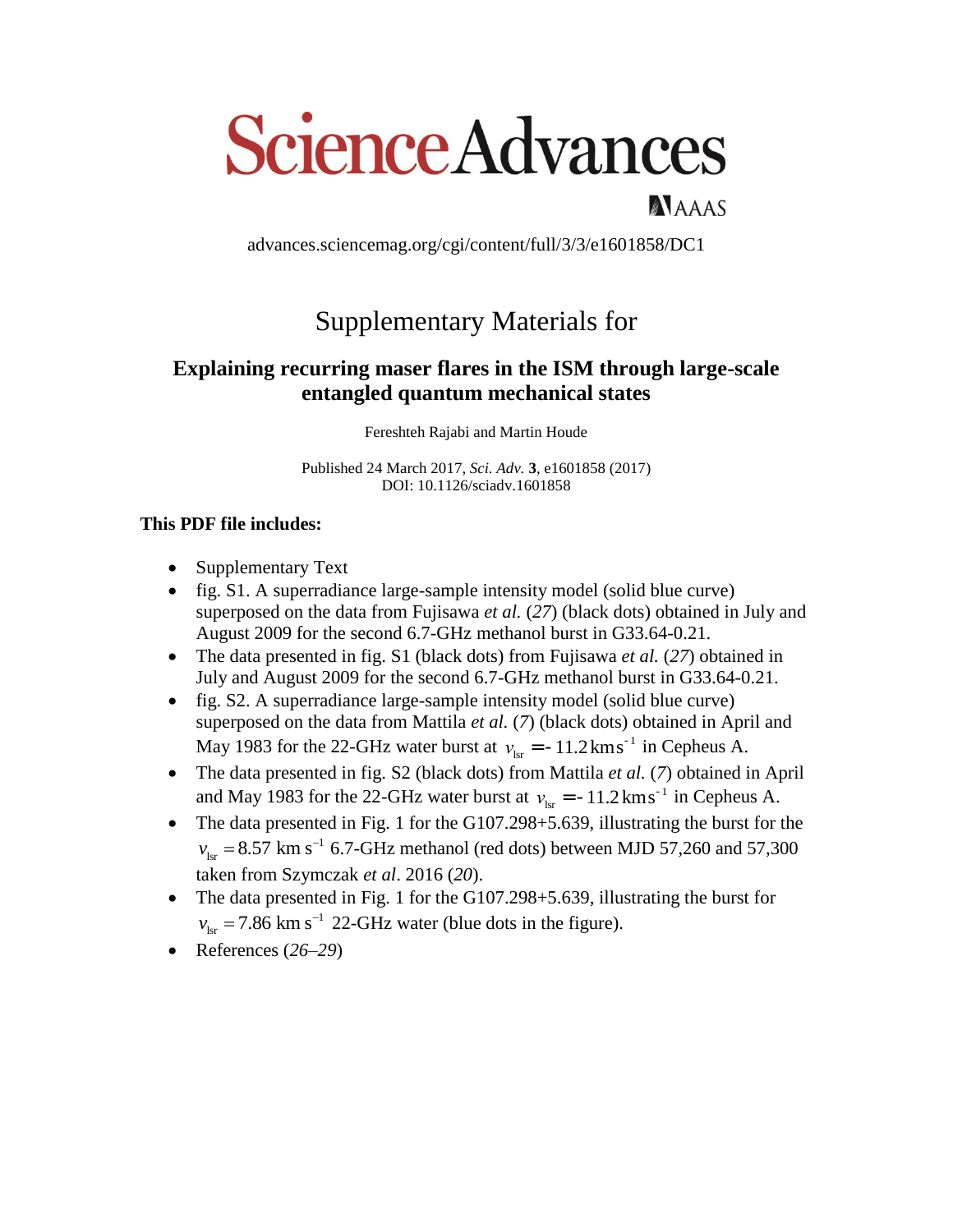# Science Advances

AAAS

advances.sciencemag.org/cgi/content/full/3/3/e1601858/DC1

## Supplementary Materials for

### Explaining recurring maser flares in the ISM through large-scale entangled quantum mechanical states

Fereshteh Rajabi and Martin Houde

Published 24 March 2017, *Sci. Adv.* **3**, e1601858 (2017)
DOI: 10.1126/sciadv.1601858

**This PDF file includes:**

- Supplementary Text
- fig. S1. A superradiance large-sample intensity model (solid blue curve) superposed on the data from Fujisawa *et al.* (*27*) (black dots) obtained in July and August 2009 for the second 6.7-GHz methanol burst in G33.64-0.21.
- The data presented in fig. S1 (black dots) from Fujisawa *et al.* (*27*) obtained in July and August 2009 for the second 6.7-GHz methanol burst in G33.64-0.21.
- fig. S2. A superradiance large-sample intensity model (solid blue curve) superposed on the data from Mattila *et al.* (*7*) (black dots) obtained in April and May 1983 for the 22-GHz water burst at $v_{\mathrm{lsr}} = -11.2\,\mathrm{km\,s^{-1}}$ in Cepheus A.
- The data presented in fig. S2 (black dots) from Mattila *et al.* (*7*) obtained in April and May 1983 for the 22-GHz water burst at $v_{\mathrm{lsr}} = -11.2\,\mathrm{km\,s^{-1}}$ in Cepheus A.
- The data presented in Fig. 1 for the G107.298+5.639, illustrating the burst for the $v_{\mathrm{lsr}} = 8.57\ \mathrm{km\ s^{-1}}$ 6.7-GHz methanol (red dots) between MJD 57,260 and 57,300 taken from Szymczak *et al*. 2016 (*20*).
- The data presented in Fig. 1 for the G107.298+5.639, illustrating the burst for $v_{\mathrm{lsr}} = 7.86\ \mathrm{km\ s^{-1}}$ 22-GHz water (blue dots in the figure).
- References (*26*–*29*)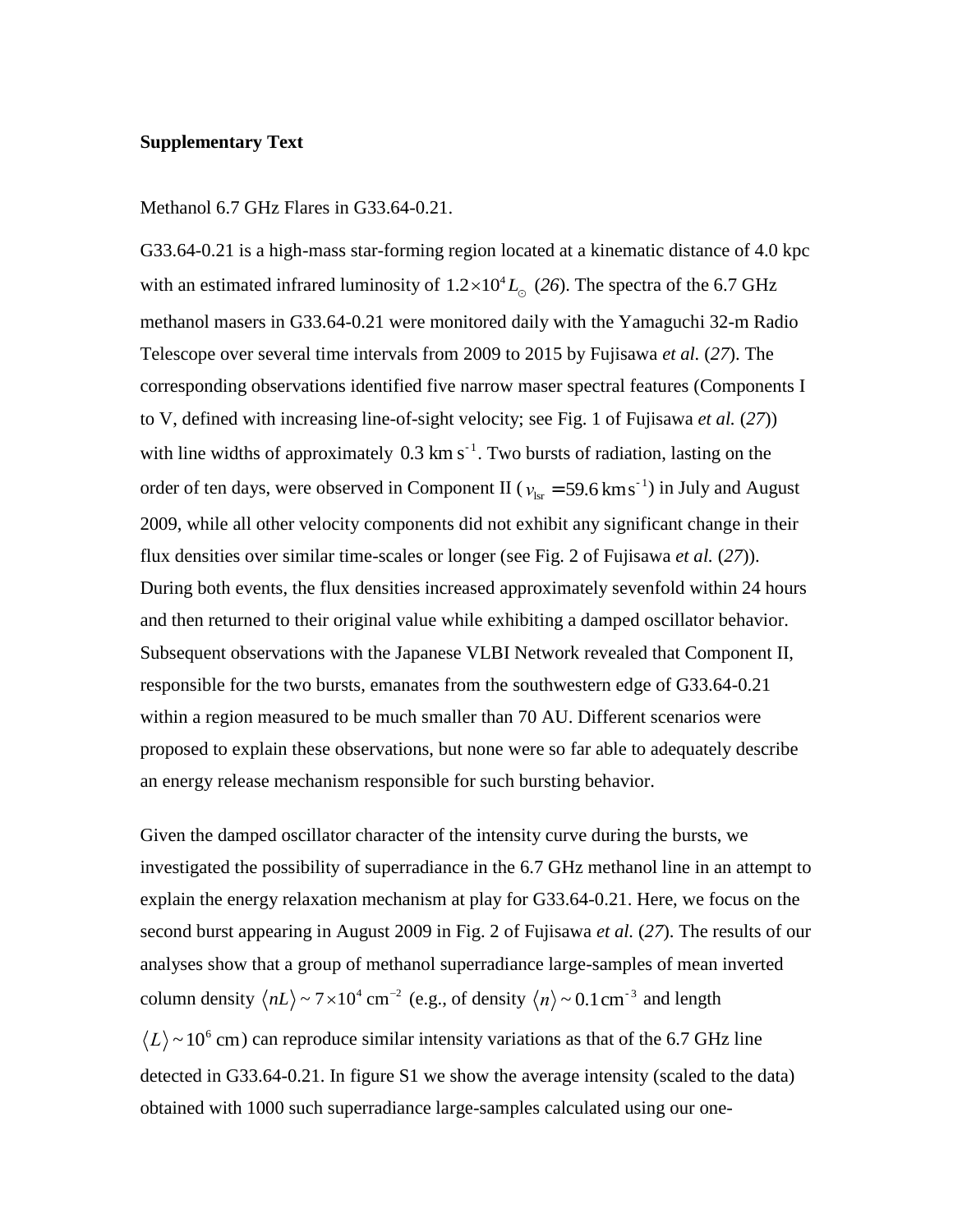**Supplementary Text**

Methanol 6.7 GHz Flares in G33.64-0.21.

G33.64-0.21 is a high-mass star-forming region located at a kinematic distance of 4.0 kpc with an estimated infrared luminosity of $1.2\times10^4 L_\odot$ (*26*). The spectra of the 6.7 GHz methanol masers in G33.64-0.21 were monitored daily with the Yamaguchi 32-m Radio Telescope over several time intervals from 2009 to 2015 by Fujisawa *et al.* (*27*). The corresponding observations identified five narrow maser spectral features (Components I to V, defined with increasing line-of-sight velocity; see Fig. 1 of Fujisawa *et al.* (*27*)) with line widths of approximately $0.3\ \mathrm{km\,s^{-1}}$. Two bursts of radiation, lasting on the order of ten days, were observed in Component II ($v_{\mathrm{lsr}} = 59.6\ \mathrm{km\,s^{-1}}$) in July and August 2009, while all other velocity components did not exhibit any significant change in their flux densities over similar time-scales or longer (see Fig. 2 of Fujisawa *et al.* (*27*)). During both events, the flux densities increased approximately sevenfold within 24 hours and then returned to their original value while exhibiting a damped oscillator behavior. Subsequent observations with the Japanese VLBI Network revealed that Component II, responsible for the two bursts, emanates from the southwestern edge of G33.64-0.21 within a region measured to be much smaller than 70 AU. Different scenarios were proposed to explain these observations, but none were so far able to adequately describe an energy release mechanism responsible for such bursting behavior.

Given the damped oscillator character of the intensity curve during the bursts, we investigated the possibility of superradiance in the 6.7 GHz methanol line in an attempt to explain the energy relaxation mechanism at play for G33.64-0.21. Here, we focus on the second burst appearing in August 2009 in Fig. 2 of Fujisawa *et al.* (*27*). The results of our analyses show that a group of methanol superradiance large-samples of mean inverted column density $\langle nL \rangle \sim 7\times10^4\ \mathrm{cm^{-2}}$ (e.g., of density $\langle n \rangle \sim 0.1\ \mathrm{cm^{-3}}$ and length $\langle L \rangle \sim 10^6\ \mathrm{cm}$) can reproduce similar intensity variations as that of the 6.7 GHz line detected in G33.64-0.21. In figure S1 we show the average intensity (scaled to the data) obtained with 1000 such superradiance large-samples calculated using our one-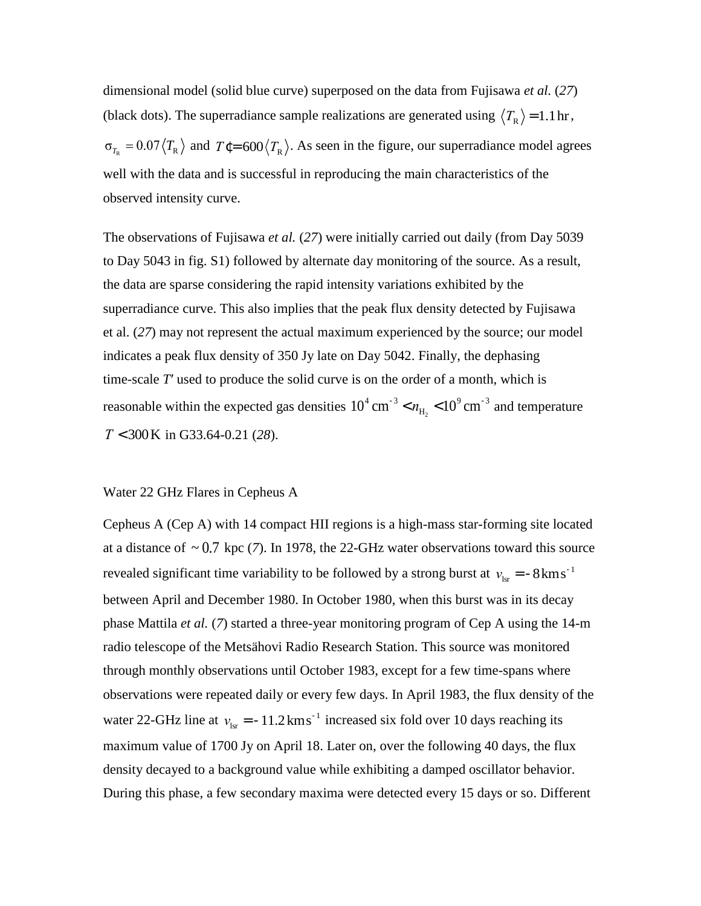dimensional model (solid blue curve) superposed on the data from Fujisawa *et al.* (*27*) (black dots). The superradiance sample realizations are generated using $\langle T_R \rangle = 1.1\,\mathrm{hr}$, $\sigma_{T_R} = 0.07 \langle T_R \rangle$ and $T' = 600 \langle T_R \rangle$. As seen in the figure, our superradiance model agrees well with the data and is successful in reproducing the main characteristics of the observed intensity curve.

The observations of Fujisawa *et al.* (*27*) were initially carried out daily (from Day 5039 to Day 5043 in fig. S1) followed by alternate day monitoring of the source. As a result, the data are sparse considering the rapid intensity variations exhibited by the superradiance curve. This also implies that the peak flux density detected by Fujisawa et al. (*27*) may not represent the actual maximum experienced by the source; our model indicates a peak flux density of 350 Jy late on Day 5042. Finally, the dephasing time-scale $T'$ used to produce the solid curve is on the order of a month, which is reasonable within the expected gas densities $10^4\,\mathrm{cm}^{-3} < n_{\mathrm{H}_2} < 10^9\,\mathrm{cm}^{-3}$ and temperature $T < 300\,\mathrm{K}$ in G33.64-0.21 (*28*).

## Water 22 GHz Flares in Cepheus A

Cepheus A (Cep A) with 14 compact HII regions is a high-mass star-forming site located at a distance of $\sim 0.7$ kpc (*7*). In 1978, the 22-GHz water observations toward this source revealed significant time variability to be followed by a strong burst at $v_{\mathrm{lsr}} = -8\,\mathrm{km\,s}^{-1}$ between April and December 1980. In October 1980, when this burst was in its decay phase Mattila *et al.* (*7*) started a three-year monitoring program of Cep A using the 14-m radio telescope of the Metsähovi Radio Research Station. This source was monitored through monthly observations until October 1983, except for a few time-spans where observations were repeated daily or every few days. In April 1983, the flux density of the water 22-GHz line at $v_{\mathrm{lsr}} = -11.2\,\mathrm{km\,s}^{-1}$ increased six fold over 10 days reaching its maximum value of 1700 Jy on April 18. Later on, over the following 40 days, the flux density decayed to a background value while exhibiting a damped oscillator behavior. During this phase, a few secondary maxima were detected every 15 days or so. Different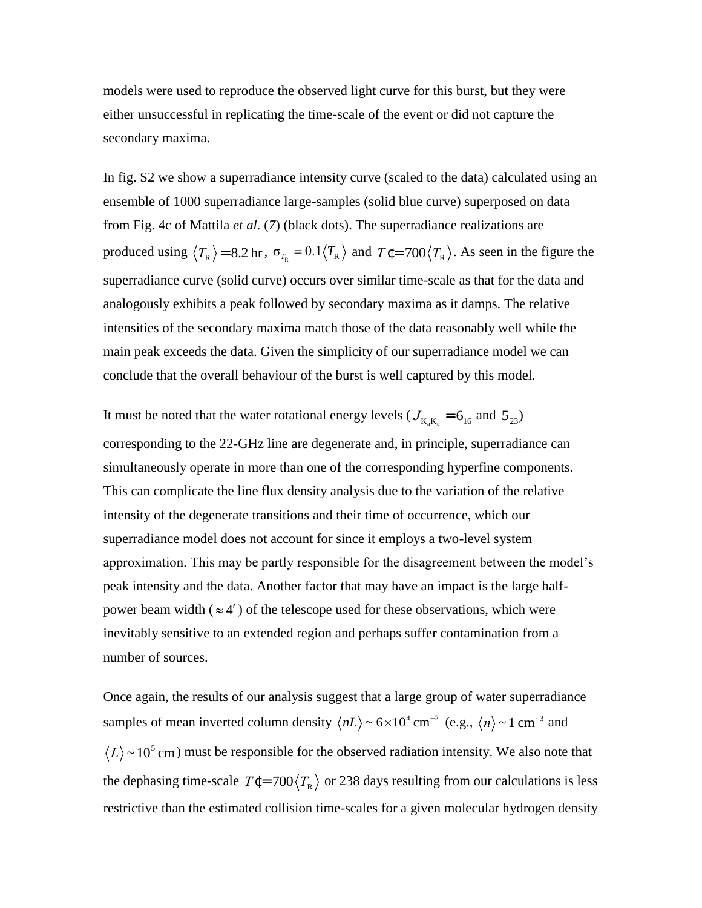models were used to reproduce the observed light curve for this burst, but they were either unsuccessful in replicating the time-scale of the event or did not capture the secondary maxima.

In fig. S2 we show a superradiance intensity curve (scaled to the data) calculated using an ensemble of 1000 superradiance large-samples (solid blue curve) superposed on data from Fig. 4c of Mattila *et al.* (*7*) (black dots). The superradiance realizations are produced using $\langle T_{\mathrm{R}} \rangle = 8.2\,\mathrm{hr}$, $\sigma_{T_{\mathrm{R}}} = 0.1 \langle T_{\mathrm{R}} \rangle$ and $T' = 700 \langle T_{\mathrm{R}} \rangle$. As seen in the figure the superradiance curve (solid curve) occurs over similar time-scale as that for the data and analogously exhibits a peak followed by secondary maxima as it damps. The relative intensities of the secondary maxima match those of the data reasonably well while the main peak exceeds the data. Given the simplicity of our superradiance model we can conclude that the overall behaviour of the burst is well captured by this model.

It must be noted that the water rotational energy levels ($J_{\mathrm{K_a K_c}} = 6_{16}$ and $5_{23}$) corresponding to the 22-GHz line are degenerate and, in principle, superradiance can simultaneously operate in more than one of the corresponding hyperfine components. This can complicate the line flux density analysis due to the variation of the relative intensity of the degenerate transitions and their time of occurrence, which our superradiance model does not account for since it employs a two-level system approximation. This may be partly responsible for the disagreement between the model's peak intensity and the data. Another factor that may have an impact is the large half-power beam width ($\approx 4'$) of the telescope used for these observations, which were inevitably sensitive to an extended region and perhaps suffer contamination from a number of sources.

Once again, the results of our analysis suggest that a large group of water superradiance samples of mean inverted column density $\langle nL \rangle \sim 6 \times 10^{4}\,\mathrm{cm}^{-2}$ (e.g., $\langle n \rangle \sim 1\,\mathrm{cm}^{-3}$ and $\langle L \rangle \sim 10^{5}\,\mathrm{cm}$) must be responsible for the observed radiation intensity. We also note that the dephasing time-scale $T' = 700 \langle T_{\mathrm{R}} \rangle$ or 238 days resulting from our calculations is less restrictive than the estimated collision time-scales for a given molecular hydrogen density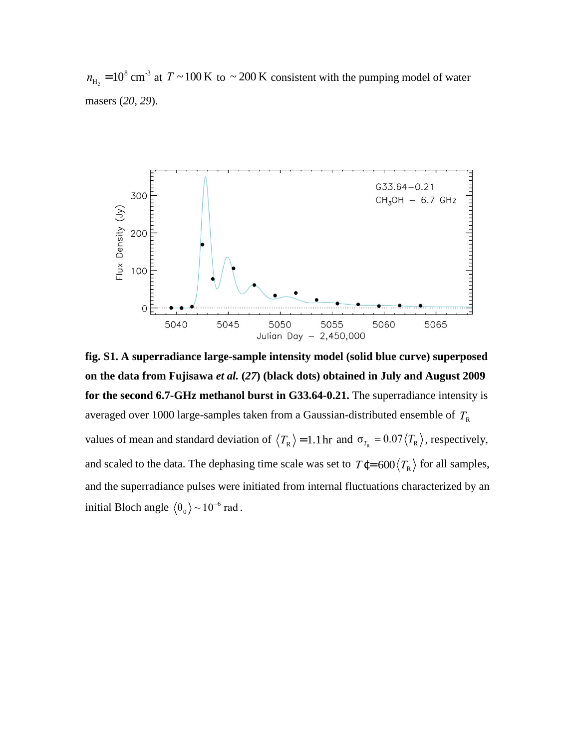$n_{H_2} = 10^8$ cm$^{-3}$ at $T \sim 100$ K to $\sim 200$ K consistent with the pumping model of water masers (*20*, *29*).

**fig. S1. A superradiance large-sample intensity model (solid blue curve) superposed on the data from Fujisawa *et al.* (*27*) (black dots) obtained in July and August 2009 for the second 6.7-GHz methanol burst in G33.64-0.21.** The superradiance intensity is averaged over 1000 large-samples taken from a Gaussian-distributed ensemble of $T_R$ values of mean and standard deviation of $\langle T_R \rangle = 1.1$ hr and $\sigma_{T_R} = 0.07 \langle T_R \rangle$, respectively, and scaled to the data. The dephasing time scale was set to $T' = 600 \langle T_R \rangle$ for all samples, and the superradiance pulses were initiated from internal fluctuations characterized by an initial Bloch angle $\langle \theta_0 \rangle \sim 10^{-6}$ rad.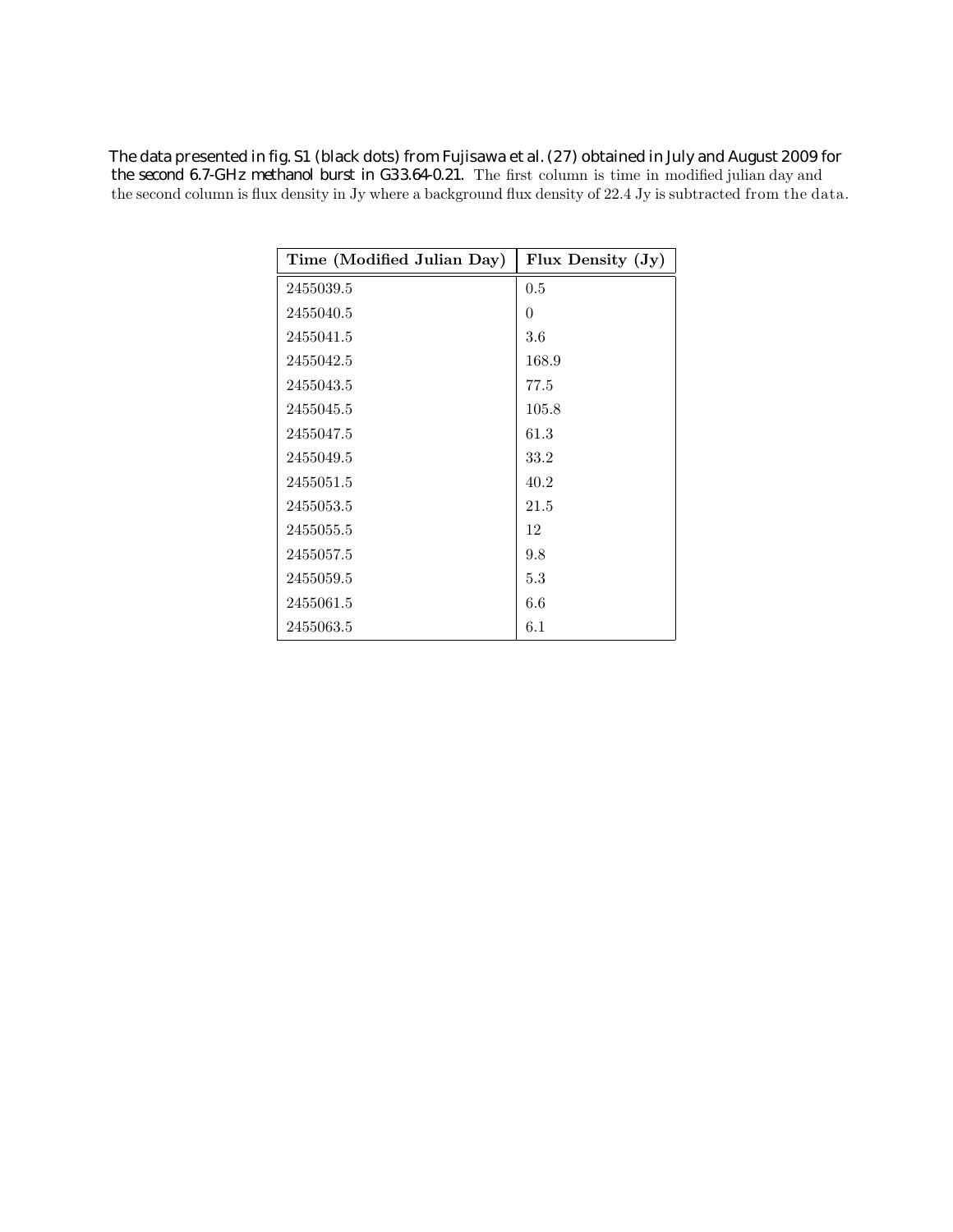**The data presented in fig. S1 (black dots) from Fujisawa et al. (27) obtained in July and August 2009 for the second 6.7-GHz methanol burst in G33.64-0.21.** The first column is time in modified julian day and the second column is flux density in Jy where a background flux density of 22.4 Jy is subtracted from the data.

| Time (Modified Julian Day) | Flux Density (Jy) |
|---|---|
| 2455039.5 | 0.5 |
| 2455040.5 | 0 |
| 2455041.5 | 3.6 |
| 2455042.5 | 168.9 |
| 2455043.5 | 77.5 |
| 2455045.5 | 105.8 |
| 2455047.5 | 61.3 |
| 2455049.5 | 33.2 |
| 2455051.5 | 40.2 |
| 2455053.5 | 21.5 |
| 2455055.5 | 12 |
| 2455057.5 | 9.8 |
| 2455059.5 | 5.3 |
| 2455061.5 | 6.6 |
| 2455063.5 | 6.1 |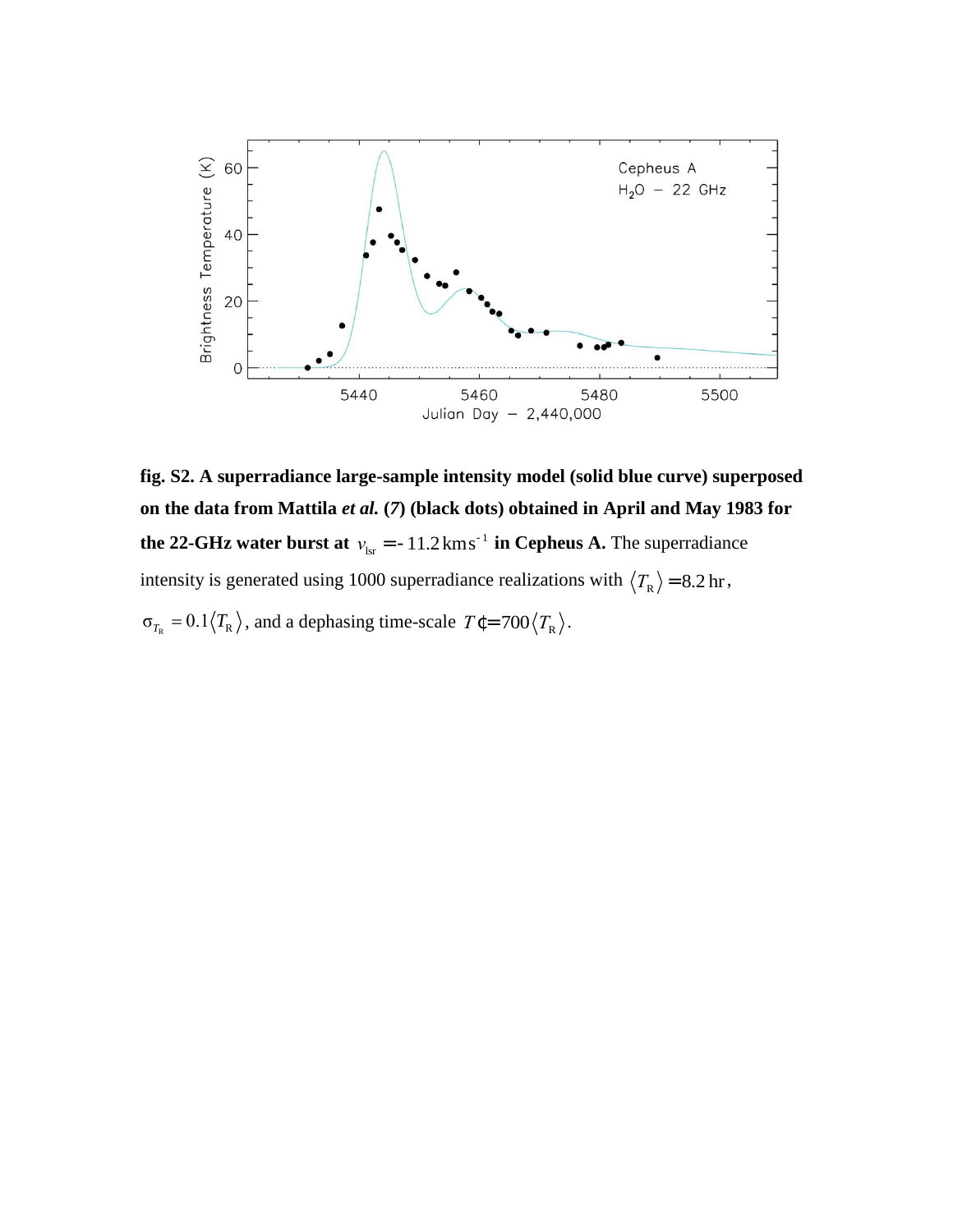**fig. S2. A superradiance large-sample intensity model (solid blue curve) superposed on the data from Mattila *et al.* (*7*) (black dots) obtained in April and May 1983 for the 22-GHz water burst at $v_{\mathrm{lsr}} = -11.2\,\mathrm{km\,s^{-1}}$ in Cepheus A.** The superradiance intensity is generated using 1000 superradiance realizations with $\langle T_{\mathrm{R}} \rangle = 8.2\,\mathrm{hr}$, $\sigma_{T_{\mathrm{R}}} = 0.1\langle T_{\mathrm{R}} \rangle$, and a dephasing time-scale $T' = 700\langle T_{\mathrm{R}} \rangle$.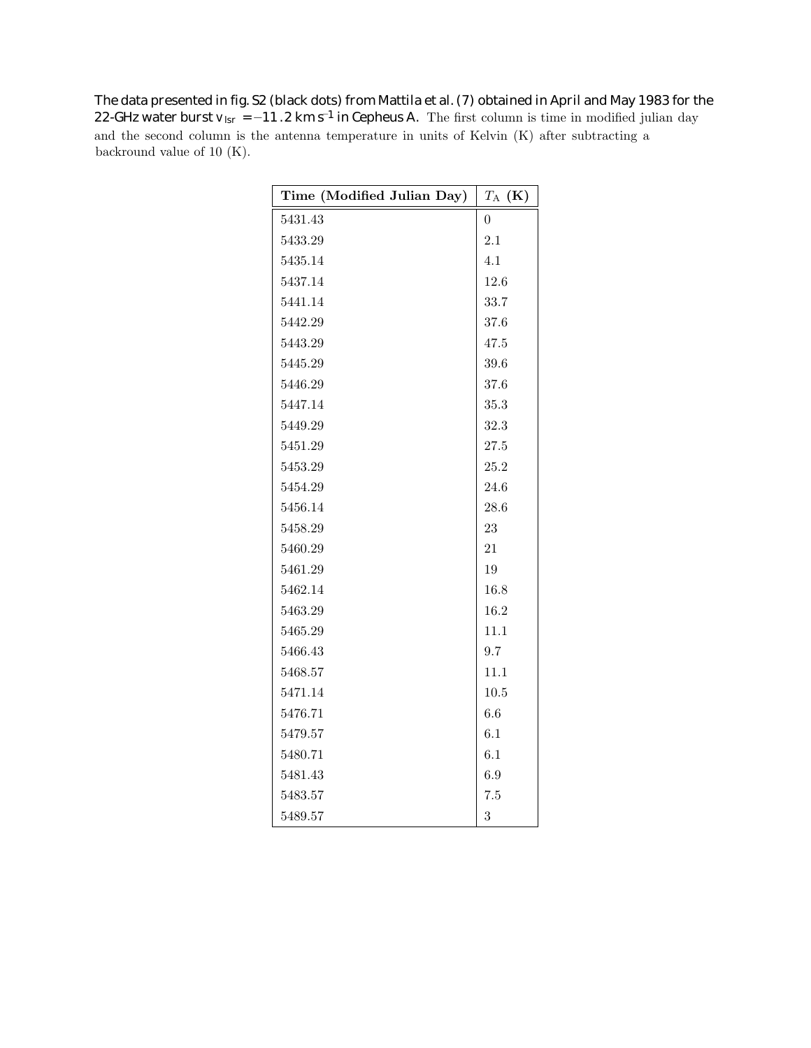The data presented in fig. S2 (black dots) from Mattila et al. (7) obtained in April and May 1983 for the 22-GHz water burst $v_{lsr} = -11.2$ km s$^{-1}$ in Cepheus A. The first column is time in modified julian day and the second column is the antenna temperature in units of Kelvin (K) after subtracting a backround value of 10 (K).

| Time (Modified Julian Day) | $T_A$ (K) |
|---|---|
| 5431.43 | 0 |
| 5433.29 | 2.1 |
| 5435.14 | 4.1 |
| 5437.14 | 12.6 |
| 5441.14 | 33.7 |
| 5442.29 | 37.6 |
| 5443.29 | 47.5 |
| 5445.29 | 39.6 |
| 5446.29 | 37.6 |
| 5447.14 | 35.3 |
| 5449.29 | 32.3 |
| 5451.29 | 27.5 |
| 5453.29 | 25.2 |
| 5454.29 | 24.6 |
| 5456.14 | 28.6 |
| 5458.29 | 23 |
| 5460.29 | 21 |
| 5461.29 | 19 |
| 5462.14 | 16.8 |
| 5463.29 | 16.2 |
| 5465.29 | 11.1 |
| 5466.43 | 9.7 |
| 5468.57 | 11.1 |
| 5471.14 | 10.5 |
| 5476.71 | 6.6 |
| 5479.57 | 6.1 |
| 5480.71 | 6.1 |
| 5481.43 | 6.9 |
| 5483.57 | 7.5 |
| 5489.57 | 3 |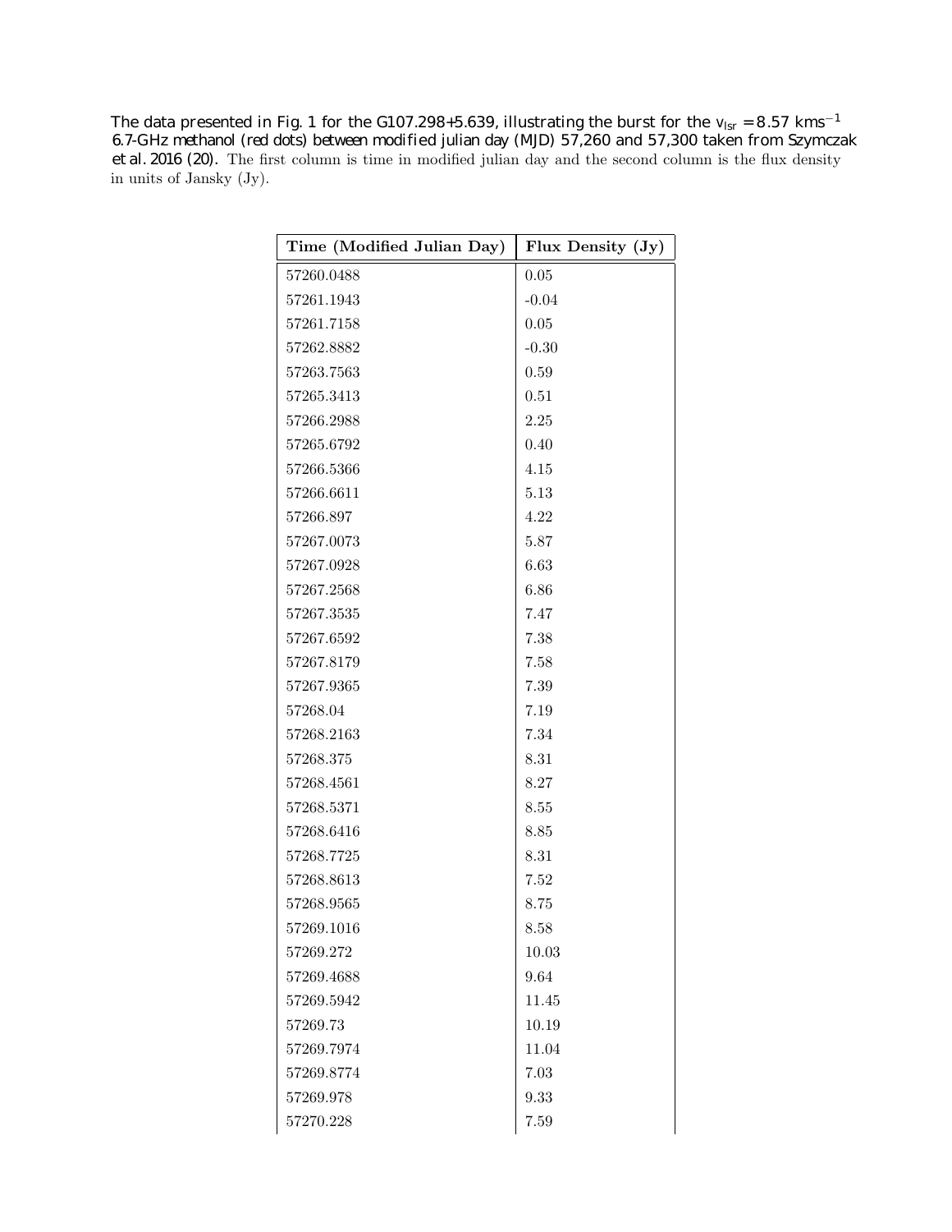The data presented in Fig. 1 for the G107.298+5.639, illustrating the burst for the $v_{lsr} = 8.57$ kms$^{-1}$ 6.7-GHz methanol (red dots) between modified julian day (MJD) 57,260 and 57,300 taken from Szymczak et al. 2016 (20). The first column is time in modified julian day and the second column is the flux density in units of Jansky (Jy).

| Time (Modified Julian Day) | Flux Density (Jy) |
|---|---|
| 57260.0488 | 0.05 |
| 57261.1943 | -0.04 |
| 57261.7158 | 0.05 |
| 57262.8882 | -0.30 |
| 57263.7563 | 0.59 |
| 57265.3413 | 0.51 |
| 57266.2988 | 2.25 |
| 57265.6792 | 0.40 |
| 57266.5366 | 4.15 |
| 57266.6611 | 5.13 |
| 57266.897 | 4.22 |
| 57267.0073 | 5.87 |
| 57267.0928 | 6.63 |
| 57267.2568 | 6.86 |
| 57267.3535 | 7.47 |
| 57267.6592 | 7.38 |
| 57267.8179 | 7.58 |
| 57267.9365 | 7.39 |
| 57268.04 | 7.19 |
| 57268.2163 | 7.34 |
| 57268.375 | 8.31 |
| 57268.4561 | 8.27 |
| 57268.5371 | 8.55 |
| 57268.6416 | 8.85 |
| 57268.7725 | 8.31 |
| 57268.8613 | 7.52 |
| 57268.9565 | 8.75 |
| 57269.1016 | 8.58 |
| 57269.272 | 10.03 |
| 57269.4688 | 9.64 |
| 57269.5942 | 11.45 |
| 57269.73 | 10.19 |
| 57269.7974 | 11.04 |
| 57269.8774 | 7.03 |
| 57269.978 | 9.33 |
| 57270.228 | 7.59 |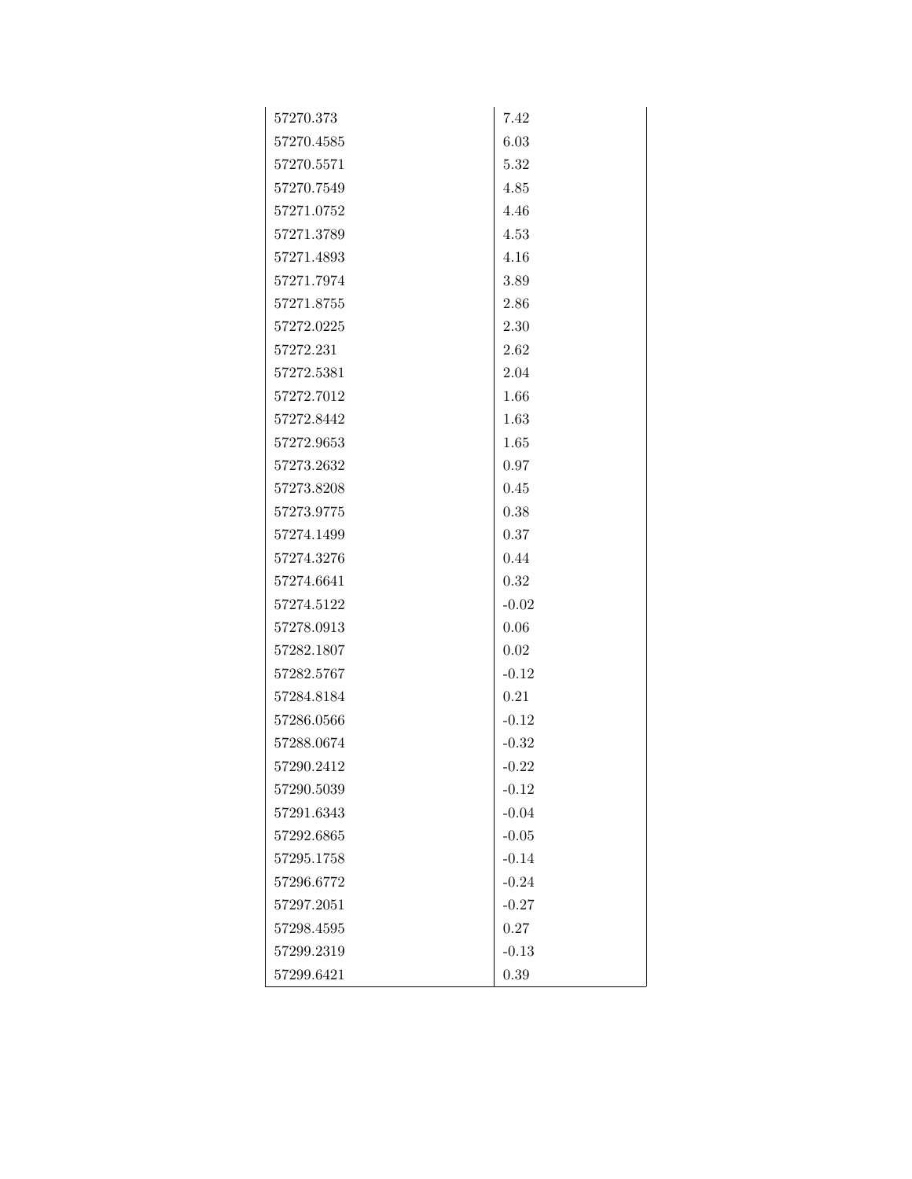| | |
|---|---|
| 57270.373 | 7.42 |
| 57270.4585 | 6.03 |
| 57270.5571 | 5.32 |
| 57270.7549 | 4.85 |
| 57271.0752 | 4.46 |
| 57271.3789 | 4.53 |
| 57271.4893 | 4.16 |
| 57271.7974 | 3.89 |
| 57271.8755 | 2.86 |
| 57272.0225 | 2.30 |
| 57272.231 | 2.62 |
| 57272.5381 | 2.04 |
| 57272.7012 | 1.66 |
| 57272.8442 | 1.63 |
| 57272.9653 | 1.65 |
| 57273.2632 | 0.97 |
| 57273.8208 | 0.45 |
| 57273.9775 | 0.38 |
| 57274.1499 | 0.37 |
| 57274.3276 | 0.44 |
| 57274.6641 | 0.32 |
| 57274.5122 | -0.02 |
| 57278.0913 | 0.06 |
| 57282.1807 | 0.02 |
| 57282.5767 | -0.12 |
| 57284.8184 | 0.21 |
| 57286.0566 | -0.12 |
| 57288.0674 | -0.32 |
| 57290.2412 | -0.22 |
| 57290.5039 | -0.12 |
| 57291.6343 | -0.04 |
| 57292.6865 | -0.05 |
| 57295.1758 | -0.14 |
| 57296.6772 | -0.24 |
| 57297.2051 | -0.27 |
| 57298.4595 | 0.27 |
| 57299.2319 | -0.13 |
| 57299.6421 | 0.39 |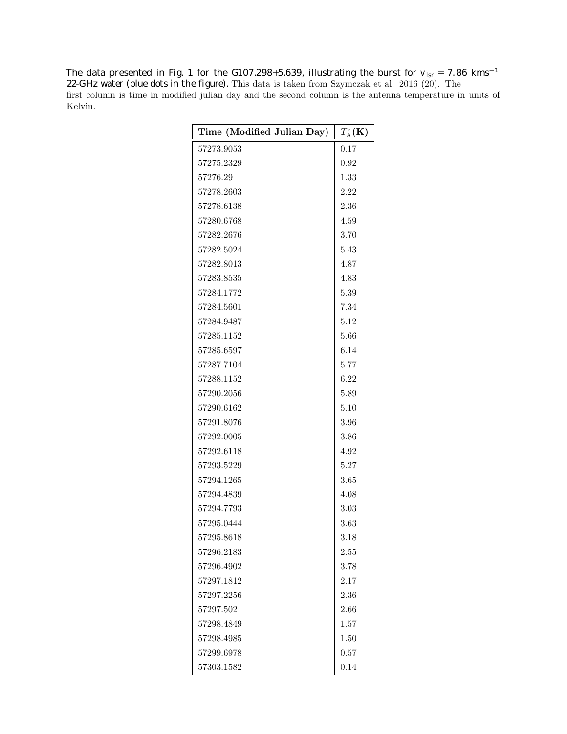The data presented in Fig. 1 for the G107.298+5.639, illustrating the burst for $v_{lsr}$ = 7.86 kms$^{-1}$ 22-GHz water (blue dots in the figure). This data is taken from Szymczak et al. 2016 (20). The first column is time in modified julian day and the second column is the antenna temperature in units of Kelvin.

| Time (Modified Julian Day) | $T_A^*$(K) |
|---|---|
| 57273.9053 | 0.17 |
| 57275.2329 | 0.92 |
| 57276.29 | 1.33 |
| 57278.2603 | 2.22 |
| 57278.6138 | 2.36 |
| 57280.6768 | 4.59 |
| 57282.2676 | 3.70 |
| 57282.5024 | 5.43 |
| 57282.8013 | 4.87 |
| 57283.8535 | 4.83 |
| 57284.1772 | 5.39 |
| 57284.5601 | 7.34 |
| 57284.9487 | 5.12 |
| 57285.1152 | 5.66 |
| 57285.6597 | 6.14 |
| 57287.7104 | 5.77 |
| 57288.1152 | 6.22 |
| 57290.2056 | 5.89 |
| 57290.6162 | 5.10 |
| 57291.8076 | 3.96 |
| 57292.0005 | 3.86 |
| 57292.6118 | 4.92 |
| 57293.5229 | 5.27 |
| 57294.1265 | 3.65 |
| 57294.4839 | 4.08 |
| 57294.7793 | 3.03 |
| 57295.0444 | 3.63 |
| 57295.8618 | 3.18 |
| 57296.2183 | 2.55 |
| 57296.4902 | 3.78 |
| 57297.1812 | 2.17 |
| 57297.2256 | 2.36 |
| 57297.502 | 2.66 |
| 57298.4849 | 1.57 |
| 57298.4985 | 1.50 |
| 57299.6978 | 0.57 |
| 57303.1582 | 0.14 |